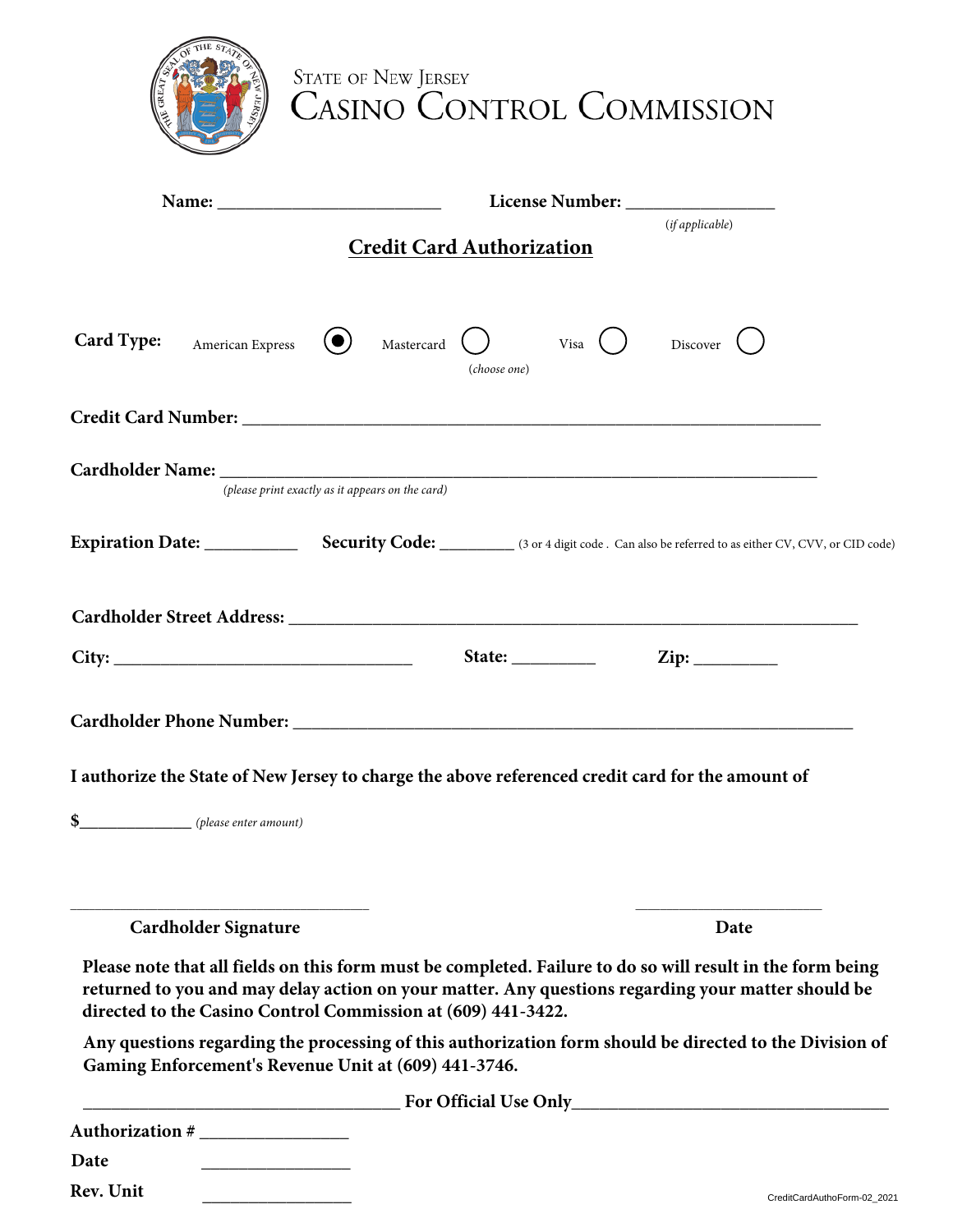State of New Jersey

# Casino Control Commission

**Name:** _________________________ **License Number:** ________________
*(if applicable)*

## Credit Card Authorization

**Card Type:** American Express (●) Mastercard ( ) Visa ( ) Discover ( )
*(choose one)*

**Credit Card Number:** ________________________________________________________________

**Cardholder Name:** __________________________________________________________________
*(please print exactly as it appears on the card)*

**Expiration Date:** __________ **Security Code:** ________ (3 or 4 digit code . Can also be referred to as either CV, CVV, or CID code)

**Cardholder Street Address:** ______________________________________________________________

**City:** _________________________________ **State:** _________ **Zip:** _________

**Cardholder Phone Number:** ______________________________________________________________

**I authorize the State of New Jersey to charge the above referenced credit card for the amount of**

**$**_____________ *(please enter amount)*

_________________________________ _____________________

**Cardholder Signature** **Date**

**Please note that all fields on this form must be completed. Failure to do so will result in the form being returned to you and may delay action on your matter. Any questions regarding your matter should be directed to the Casino Control Commission at (609) 441-3422.**

**Any questions regarding the processing of this authorization form should be directed to the Division of Gaming Enforcement's Revenue Unit at (609) 441-3746.**

___________________________________ **For Official Use Only** ___________________________________

**Authorization #** ________________

**Date** ________________

**Rev. Unit** ________________

CreditCardAuthoForm-02_2021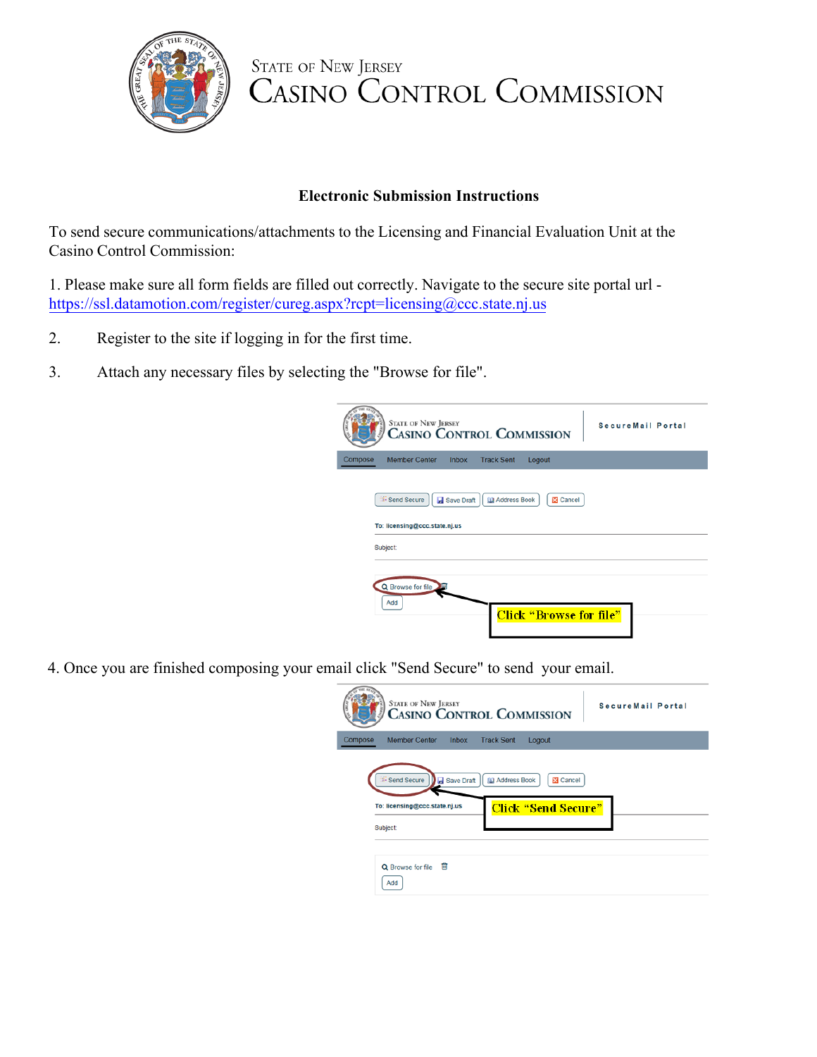STATE OF NEW JERSEY
CASINO CONTROL COMMISSION

## Electronic Submission Instructions

To send secure communications/attachments to the Licensing and Financial Evaluation Unit at the Casino Control Commission:

1. Please make sure all form fields are filled out correctly. Navigate to the secure site portal url - https://ssl.datamotion.com/register/cureg.aspx?rcpt=licensing@ccc.state.nj.us

2. Register to the site if logging in for the first time.

3. Attach any necessary files by selecting the "Browse for file".

4. Once you are finished composing your email click "Send Secure" to send your email.